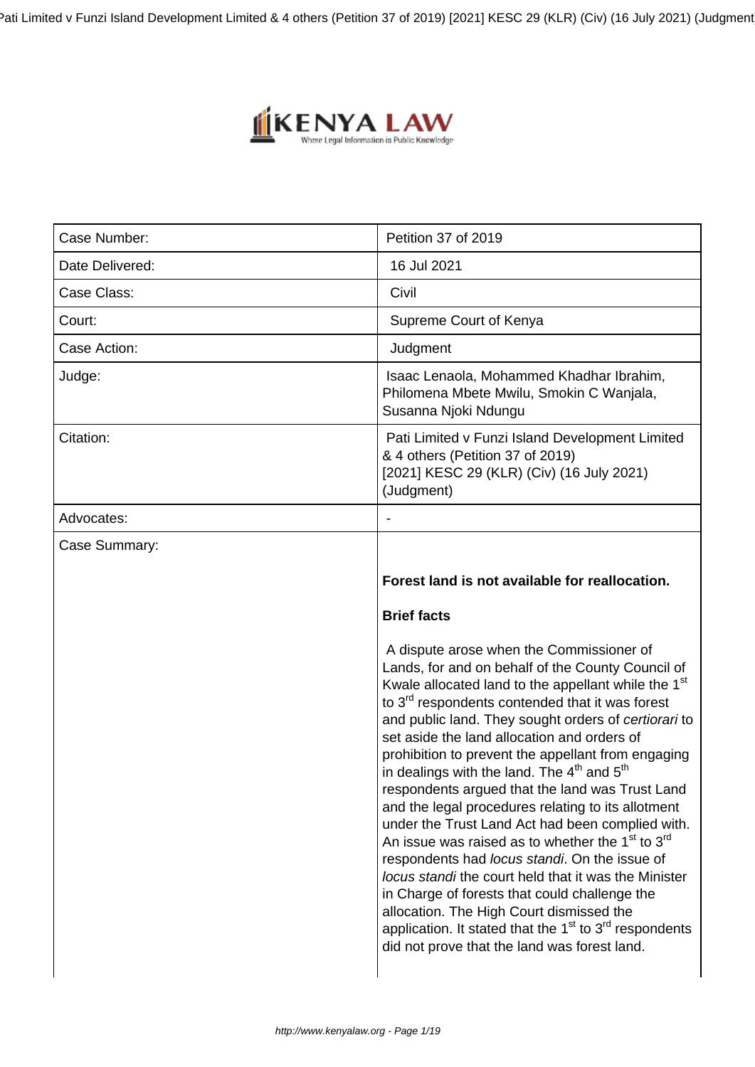| Case Number: | Petition 37 of 2019 |
| --- | --- |
| Date Delivered: | 16 Jul 2021 |
| Case Class: | Civil |
| Court: | Supreme Court of Kenya |
| Case Action: | Judgment |
| Judge: | Isaac Lenaola, Mohammed Khadhar Ibrahim, Philomena Mbete Mwilu, Smokin C Wanjala, Susanna Njoki Ndungu |
| Citation: | Pati Limited v Funzi Island Development Limited & 4 others (Petition 37 of 2019) [2021] KESC 29 (KLR) (Civ) (16 July 2021) (Judgment) |
| Advocates: | - |
| Case Summary: | **Forest land is not available for reallocation.**<br><br>**Brief facts**<br><br>A dispute arose when the Commissioner of Lands, for and on behalf of the County Council of Kwale allocated land to the appellant while the 1st to 3rd respondents contended that it was forest and public land. They sought orders of *certiorari* to set aside the land allocation and orders of prohibition to prevent the appellant from engaging in dealings with the land. The 4th and 5th respondents argued that the land was Trust Land and the legal procedures relating to its allotment under the Trust Land Act had been complied with. An issue was raised as to whether the 1st to 3rd respondents had *locus standi*. On the issue of *locus standi* the court held that it was the Minister in Charge of forests that could challenge the allocation. The High Court dismissed the application. It stated that the 1st to 3rd respondents did not prove that the land was forest land. |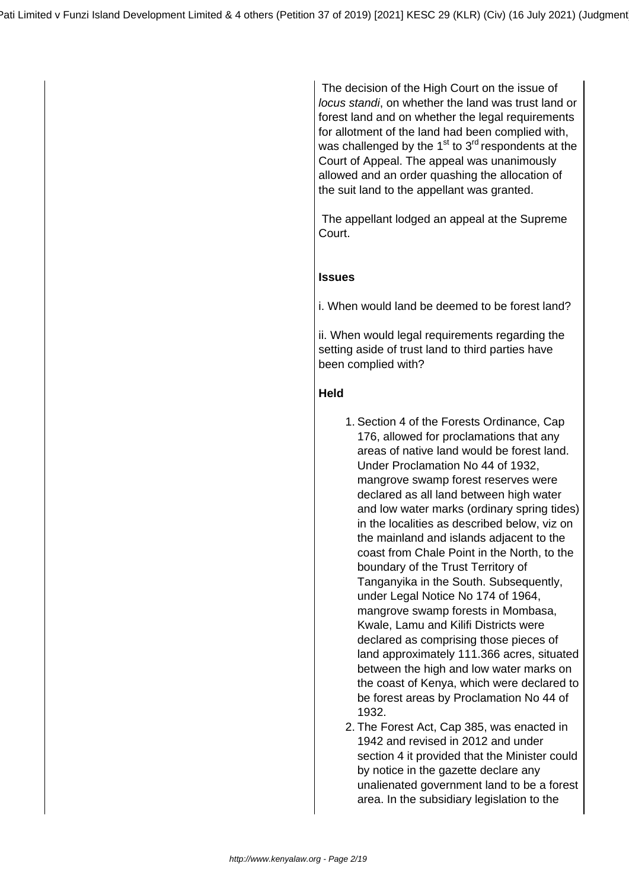The decision of the High Court on the issue of *locus standi*, on whether the land was trust land or forest land and on whether the legal requirements for allotment of the land had been complied with, was challenged by the 1st to 3rd respondents at the Court of Appeal. The appeal was unanimously allowed and an order quashing the allocation of the suit land to the appellant was granted.

The appellant lodged an appeal at the Supreme Court.

**Issues**

i. When would land be deemed to be forest land?

ii. When would legal requirements regarding the setting aside of trust land to third parties have been complied with?

**Held**

1. Section 4 of the Forests Ordinance, Cap 176, allowed for proclamations that any areas of native land would be forest land. Under Proclamation No 44 of 1932, mangrove swamp forest reserves were declared as all land between high water and low water marks (ordinary spring tides) in the localities as described below, viz on the mainland and islands adjacent to the coast from Chale Point in the North, to the boundary of the Trust Territory of Tanganyika in the South. Subsequently, under Legal Notice No 174 of 1964, mangrove swamp forests in Mombasa, Kwale, Lamu and Kilifi Districts were declared as comprising those pieces of land approximately 111.366 acres, situated between the high and low water marks on the coast of Kenya, which were declared to be forest areas by Proclamation No 44 of 1932.
2. The Forest Act, Cap 385, was enacted in 1942 and revised in 2012 and under section 4 it provided that the Minister could by notice in the gazette declare any unalienated government land to be a forest area. In the subsidiary legislation to the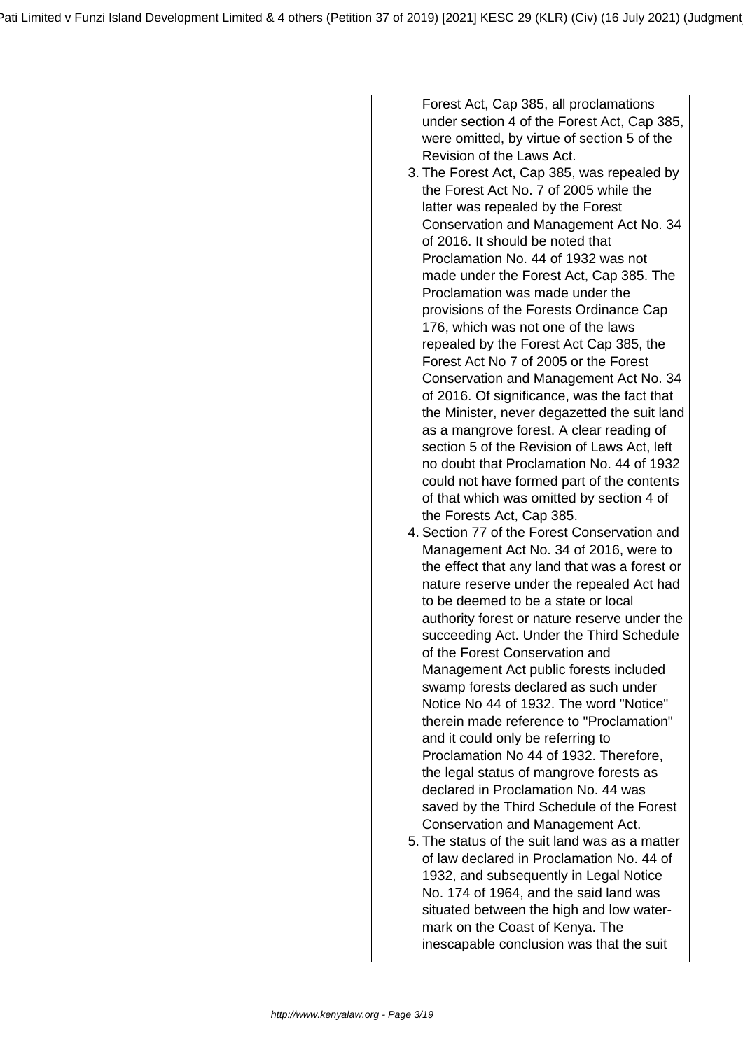Forest Act, Cap 385, all proclamations under section 4 of the Forest Act, Cap 385, were omitted, by virtue of section 5 of the Revision of the Laws Act.

3. The Forest Act, Cap 385, was repealed by the Forest Act No. 7 of 2005 while the latter was repealed by the Forest Conservation and Management Act No. 34 of 2016. It should be noted that Proclamation No. 44 of 1932 was not made under the Forest Act, Cap 385. The Proclamation was made under the provisions of the Forests Ordinance Cap 176, which was not one of the laws repealed by the Forest Act Cap 385, the Forest Act No 7 of 2005 or the Forest Conservation and Management Act No. 34 of 2016. Of significance, was the fact that the Minister, never degazetted the suit land as a mangrove forest. A clear reading of section 5 of the Revision of Laws Act, left no doubt that Proclamation No. 44 of 1932 could not have formed part of the contents of that which was omitted by section 4 of the Forests Act, Cap 385.
4. Section 77 of the Forest Conservation and Management Act No. 34 of 2016, were to the effect that any land that was a forest or nature reserve under the repealed Act had to be deemed to be a state or local authority forest or nature reserve under the succeeding Act. Under the Third Schedule of the Forest Conservation and Management Act public forests included swamp forests declared as such under Notice No 44 of 1932. The word "Notice" therein made reference to "Proclamation" and it could only be referring to Proclamation No 44 of 1932. Therefore, the legal status of mangrove forests as declared in Proclamation No. 44 was saved by the Third Schedule of the Forest Conservation and Management Act.
5. The status of the suit land was as a matter of law declared in Proclamation No. 44 of 1932, and subsequently in Legal Notice No. 174 of 1964, and the said land was situated between the high and low water-mark on the Coast of Kenya. The inescapable conclusion was that the suit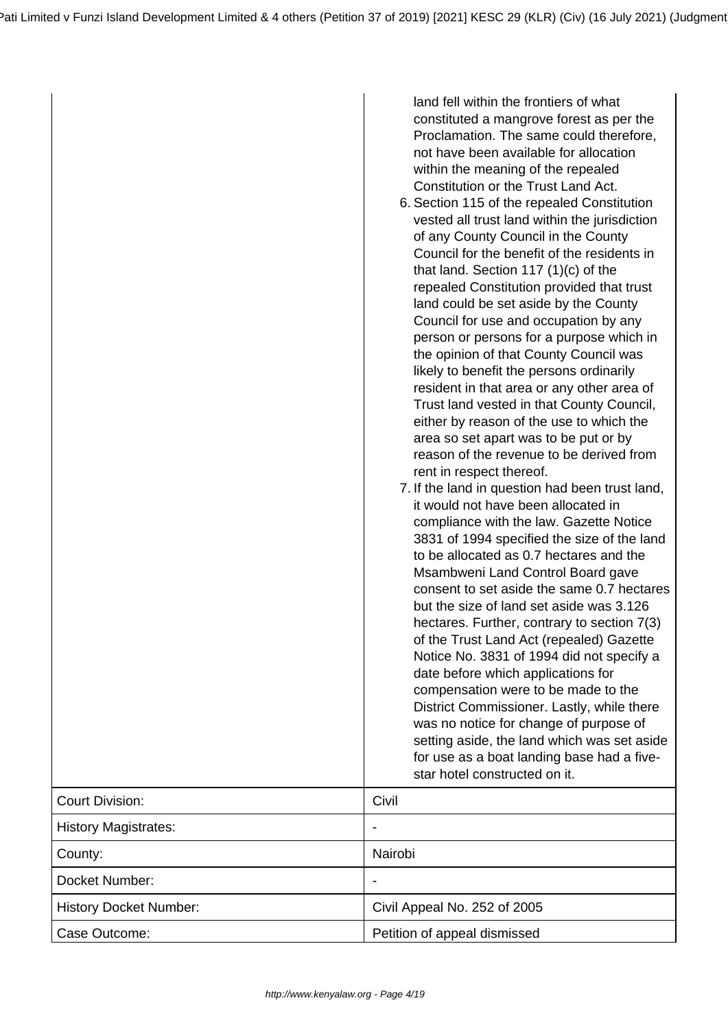| | land fell within the frontiers of what constituted a mangrove forest as per the Proclamation. The same could therefore, not have been available for allocation within the meaning of the repealed Constitution or the Trust Land Act.<br>6. Section 115 of the repealed Constitution vested all trust land within the jurisdiction of any County Council in the County Council for the benefit of the residents in that land. Section 117 (1)(c) of the repealed Constitution provided that trust land could be set aside by the County Council for use and occupation by any person or persons for a purpose which in the opinion of that County Council was likely to benefit the persons ordinarily resident in that area or any other area of Trust land vested in that County Council, either by reason of the use to which the area so set apart was to be put or by reason of the revenue to be derived from rent in respect thereof.<br>7. If the land in question had been trust land, it would not have been allocated in compliance with the law. Gazette Notice 3831 of 1994 specified the size of the land to be allocated as 0.7 hectares and the Msambweni Land Control Board gave consent to set aside the same 0.7 hectares but the size of land set aside was 3.126 hectares. Further, contrary to section 7(3) of the Trust Land Act (repealed) Gazette Notice No. 3831 of 1994 did not specify a date before which applications for compensation were to be made to the District Commissioner. Lastly, while there was no notice for change of purpose of setting aside, the land which was set aside for use as a boat landing base had a five-star hotel constructed on it. |
|---|---|
| Court Division: | Civil |
| History Magistrates: | - |
| County: | Nairobi |
| Docket Number: | - |
| History Docket Number: | Civil Appeal No. 252 of 2005 |
| Case Outcome: | Petition of appeal dismissed |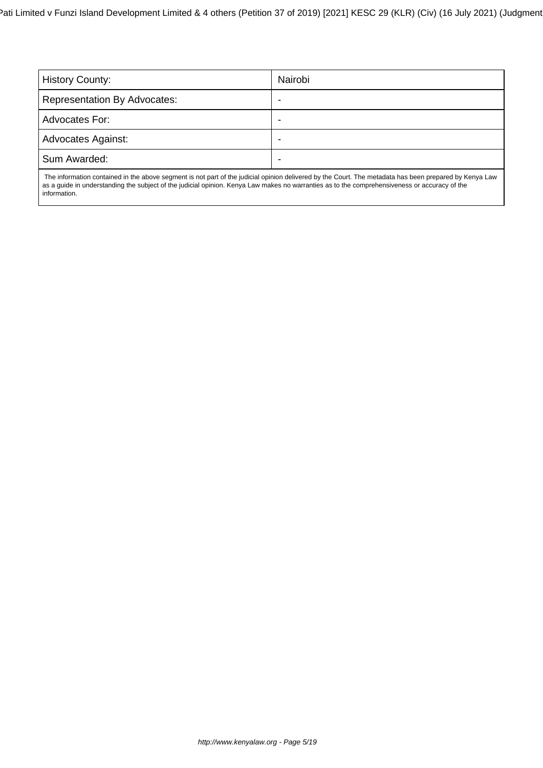| History County: | Nairobi |
| --- | --- |
| Representation By Advocates: | - |
| Advocates For: | - |
| Advocates Against: | - |
| Sum Awarded: | - |

The information contained in the above segment is not part of the judicial opinion delivered by the Court. The metadata has been prepared by Kenya Law as a guide in understanding the subject of the judicial opinion. Kenya Law makes no warranties as to the comprehensiveness or accuracy of the information.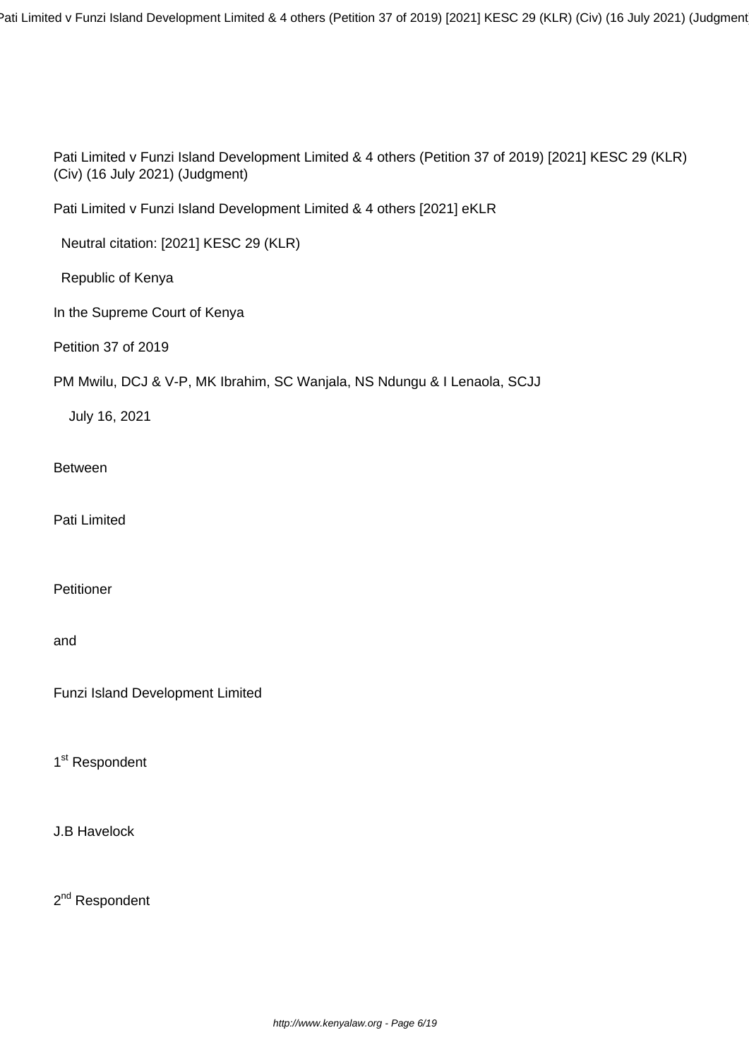Pati Limited v Funzi Island Development Limited & 4 others (Petition 37 of 2019) [2021] KESC 29 (KLR) (Civ) (16 July 2021) (Judgment)

Pati Limited v Funzi Island Development Limited & 4 others [2021] eKLR

Neutral citation: [2021] KESC 29 (KLR)

Republic of Kenya

In the Supreme Court of Kenya

Petition 37 of 2019

PM Mwilu, DCJ & V-P, MK Ibrahim, SC Wanjala, NS Ndungu & I Lenaola, SCJJ

July 16, 2021

Between

Pati Limited

Petitioner

and

Funzi Island Development Limited

1st Respondent

J.B Havelock

2nd Respondent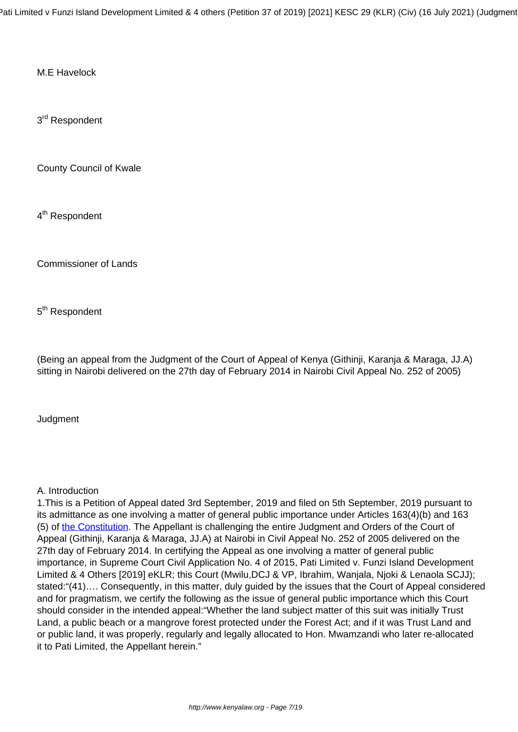M.E Havelock

3rd Respondent

County Council of Kwale

4th Respondent

Commissioner of Lands

5th Respondent

(Being an appeal from the Judgment of the Court of Appeal of Kenya (Githinji, Karanja & Maraga, JJ.A) sitting in Nairobi delivered on the 27th day of February 2014 in Nairobi Civil Appeal No. 252 of 2005)

Judgment

A. Introduction

1.This is a Petition of Appeal dated 3rd September, 2019 and filed on 5th September, 2019 pursuant to its admittance as one involving a matter of general public importance under Articles 163(4)(b) and 163 (5) of the Constitution. The Appellant is challenging the entire Judgment and Orders of the Court of Appeal (Githinji, Karanja & Maraga, JJ.A) at Nairobi in Civil Appeal No. 252 of 2005 delivered on the 27th day of February 2014. In certifying the Appeal as one involving a matter of general public importance, in Supreme Court Civil Application No. 4 of 2015, Pati Limited v. Funzi Island Development Limited & 4 Others [2019] eKLR; this Court (Mwilu,DCJ & VP, Ibrahim, Wanjala, Njoki & Lenaola SCJJ); stated:"(41)…. Consequently, in this matter, duly guided by the issues that the Court of Appeal considered and for pragmatism, we certify the following as the issue of general public importance which this Court should consider in the intended appeal:"Whether the land subject matter of this suit was initially Trust Land, a public beach or a mangrove forest protected under the Forest Act; and if it was Trust Land and or public land, it was properly, regularly and legally allocated to Hon. Mwamzandi who later re-allocated it to Pati Limited, the Appellant herein."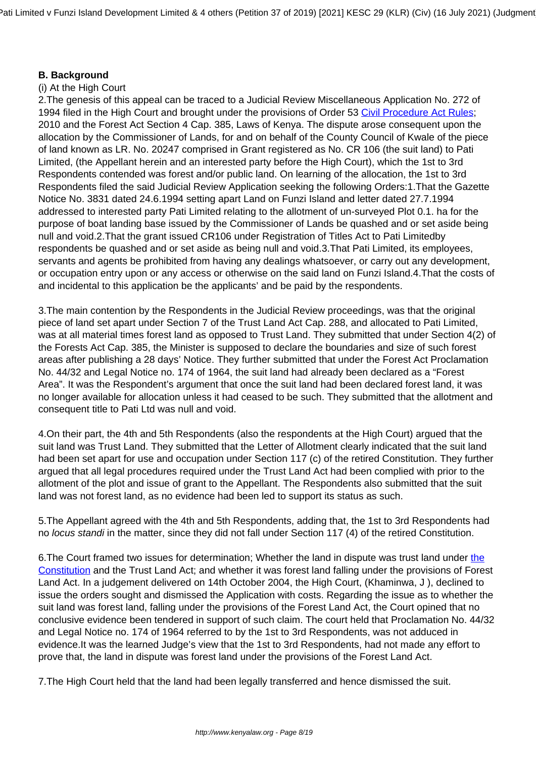### B. Background

(i) At the High Court

2.The genesis of this appeal can be traced to a Judicial Review Miscellaneous Application No. 272 of 1994 filed in the High Court and brought under the provisions of Order 53 Civil Procedure Act Rules; 2010 and the Forest Act Section 4 Cap. 385, Laws of Kenya. The dispute arose consequent upon the allocation by the Commissioner of Lands, for and on behalf of the County Council of Kwale of the piece of land known as LR. No. 20247 comprised in Grant registered as No. CR 106 (the suit land) to Pati Limited, (the Appellant herein and an interested party before the High Court), which the 1st to 3rd Respondents contended was forest and/or public land. On learning of the allocation, the 1st to 3rd Respondents filed the said Judicial Review Application seeking the following Orders:1.That the Gazette Notice No. 3831 dated 24.6.1994 setting apart Land on Funzi Island and letter dated 27.7.1994 addressed to interested party Pati Limited relating to the allotment of un-surveyed Plot 0.1. ha for the purpose of boat landing base issued by the Commissioner of Lands be quashed and or set aside being null and void.2.That the grant issued CR106 under Registration of Titles Act to Pati Limitedby respondents be quashed and or set aside as being null and void.3.That Pati Limited, its employees, servants and agents be prohibited from having any dealings whatsoever, or carry out any development, or occupation entry upon or any access or otherwise on the said land on Funzi Island.4.That the costs of and incidental to this application be the applicants' and be paid by the respondents.

3.The main contention by the Respondents in the Judicial Review proceedings, was that the original piece of land set apart under Section 7 of the Trust Land Act Cap. 288, and allocated to Pati Limited, was at all material times forest land as opposed to Trust Land. They submitted that under Section 4(2) of the Forests Act Cap. 385, the Minister is supposed to declare the boundaries and size of such forest areas after publishing a 28 days' Notice. They further submitted that under the Forest Act Proclamation No. 44/32 and Legal Notice no. 174 of 1964, the suit land had already been declared as a "Forest Area". It was the Respondent's argument that once the suit land had been declared forest land, it was no longer available for allocation unless it had ceased to be such. They submitted that the allotment and consequent title to Pati Ltd was null and void.

4.On their part, the 4th and 5th Respondents (also the respondents at the High Court) argued that the suit land was Trust Land. They submitted that the Letter of Allotment clearly indicated that the suit land had been set apart for use and occupation under Section 117 (c) of the retired Constitution. They further argued that all legal procedures required under the Trust Land Act had been complied with prior to the allotment of the plot and issue of grant to the Appellant. The Respondents also submitted that the suit land was not forest land, as no evidence had been led to support its status as such.

5.The Appellant agreed with the 4th and 5th Respondents, adding that, the 1st to 3rd Respondents had no *locus standi* in the matter, since they did not fall under Section 117 (4) of the retired Constitution.

6.The Court framed two issues for determination; Whether the land in dispute was trust land under the Constitution and the Trust Land Act; and whether it was forest land falling under the provisions of Forest Land Act. In a judgement delivered on 14th October 2004, the High Court, (Khaminwa, J ), declined to issue the orders sought and dismissed the Application with costs. Regarding the issue as to whether the suit land was forest land, falling under the provisions of the Forest Land Act, the Court opined that no conclusive evidence been tendered in support of such claim. The court held that Proclamation No. 44/32 and Legal Notice no. 174 of 1964 referred to by the 1st to 3rd Respondents, was not adduced in evidence.It was the learned Judge's view that the 1st to 3rd Respondents, had not made any effort to prove that, the land in dispute was forest land under the provisions of the Forest Land Act.

7.The High Court held that the land had been legally transferred and hence dismissed the suit.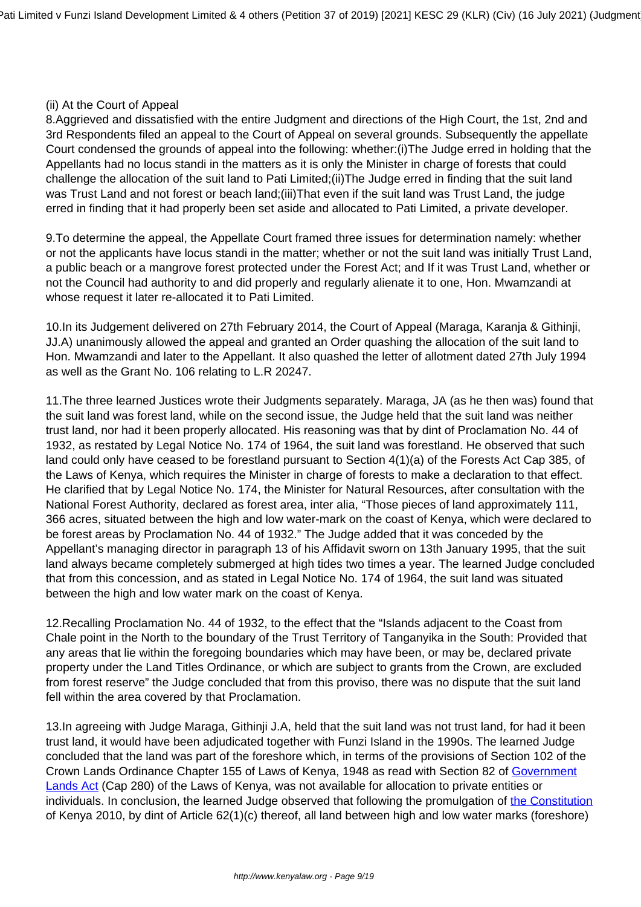(ii) At the Court of Appeal

8.Aggrieved and dissatisfied with the entire Judgment and directions of the High Court, the 1st, 2nd and 3rd Respondents filed an appeal to the Court of Appeal on several grounds. Subsequently the appellate Court condensed the grounds of appeal into the following: whether:(i)The Judge erred in holding that the Appellants had no locus standi in the matters as it is only the Minister in charge of forests that could challenge the allocation of the suit land to Pati Limited;(ii)The Judge erred in finding that the suit land was Trust Land and not forest or beach land;(iii)That even if the suit land was Trust Land, the judge erred in finding that it had properly been set aside and allocated to Pati Limited, a private developer.

9.To determine the appeal, the Appellate Court framed three issues for determination namely: whether or not the applicants have locus standi in the matter; whether or not the suit land was initially Trust Land, a public beach or a mangrove forest protected under the Forest Act; and If it was Trust Land, whether or not the Council had authority to and did properly and regularly alienate it to one, Hon. Mwamzandi at whose request it later re-allocated it to Pati Limited.

10.In its Judgement delivered on 27th February 2014, the Court of Appeal (Maraga, Karanja & Githinji, JJ.A) unanimously allowed the appeal and granted an Order quashing the allocation of the suit land to Hon. Mwamzandi and later to the Appellant. It also quashed the letter of allotment dated 27th July 1994 as well as the Grant No. 106 relating to L.R 20247.

11.The three learned Justices wrote their Judgments separately. Maraga, JA (as he then was) found that the suit land was forest land, while on the second issue, the Judge held that the suit land was neither trust land, nor had it been properly allocated. His reasoning was that by dint of Proclamation No. 44 of 1932, as restated by Legal Notice No. 174 of 1964, the suit land was forestland. He observed that such land could only have ceased to be forestland pursuant to Section 4(1)(a) of the Forests Act Cap 385, of the Laws of Kenya, which requires the Minister in charge of forests to make a declaration to that effect. He clarified that by Legal Notice No. 174, the Minister for Natural Resources, after consultation with the National Forest Authority, declared as forest area, inter alia, "Those pieces of land approximately 111, 366 acres, situated between the high and low water-mark on the coast of Kenya, which were declared to be forest areas by Proclamation No. 44 of 1932." The Judge added that it was conceded by the Appellant's managing director in paragraph 13 of his Affidavit sworn on 13th January 1995, that the suit land always became completely submerged at high tides two times a year. The learned Judge concluded that from this concession, and as stated in Legal Notice No. 174 of 1964, the suit land was situated between the high and low water mark on the coast of Kenya.

12.Recalling Proclamation No. 44 of 1932, to the effect that the "Islands adjacent to the Coast from Chale point in the North to the boundary of the Trust Territory of Tanganyika in the South: Provided that any areas that lie within the foregoing boundaries which may have been, or may be, declared private property under the Land Titles Ordinance, or which are subject to grants from the Crown, are excluded from forest reserve" the Judge concluded that from this proviso, there was no dispute that the suit land fell within the area covered by that Proclamation.

13.In agreeing with Judge Maraga, Githinji J.A, held that the suit land was not trust land, for had it been trust land, it would have been adjudicated together with Funzi Island in the 1990s. The learned Judge concluded that the land was part of the foreshore which, in terms of the provisions of Section 102 of the Crown Lands Ordinance Chapter 155 of Laws of Kenya, 1948 as read with Section 82 of Government Lands Act (Cap 280) of the Laws of Kenya, was not available for allocation to private entities or individuals. In conclusion, the learned Judge observed that following the promulgation of the Constitution of Kenya 2010, by dint of Article 62(1)(c) thereof, all land between high and low water marks (foreshore)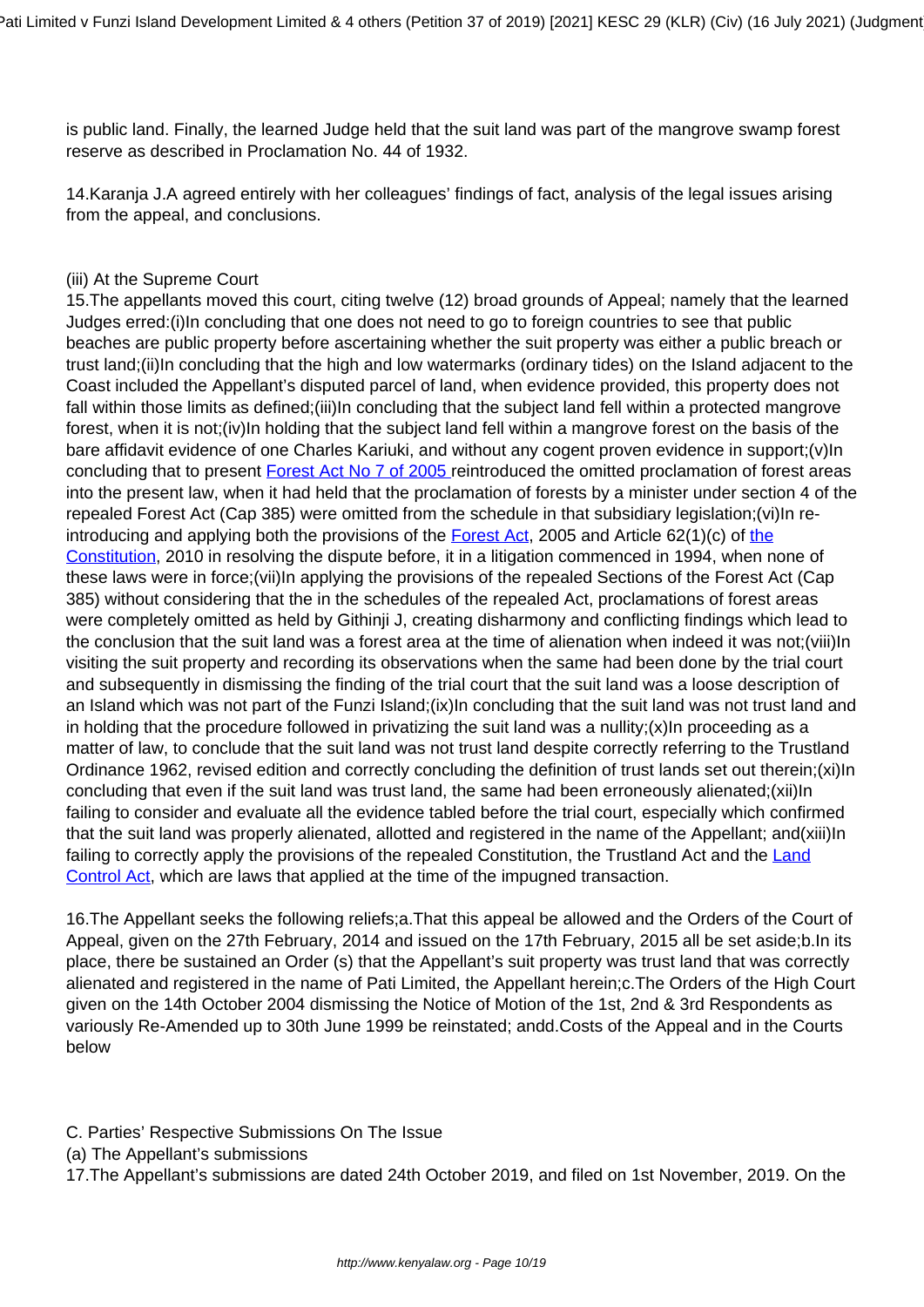is public land. Finally, the learned Judge held that the suit land was part of the mangrove swamp forest reserve as described in Proclamation No. 44 of 1932.

14.Karanja J.A agreed entirely with her colleagues' findings of fact, analysis of the legal issues arising from the appeal, and conclusions.

(iii) At the Supreme Court

15.The appellants moved this court, citing twelve (12) broad grounds of Appeal; namely that the learned Judges erred:(i)In concluding that one does not need to go to foreign countries to see that public beaches are public property before ascertaining whether the suit property was either a public breach or trust land;(ii)In concluding that the high and low watermarks (ordinary tides) on the Island adjacent to the Coast included the Appellant's disputed parcel of land, when evidence provided, this property does not fall within those limits as defined;(iii)In concluding that the subject land fell within a protected mangrove forest, when it is not;(iv)In holding that the subject land fell within a mangrove forest on the basis of the bare affidavit evidence of one Charles Kariuki, and without any cogent proven evidence in support;(v)In concluding that to present Forest Act No 7 of 2005 reintroduced the omitted proclamation of forest areas into the present law, when it had held that the proclamation of forests by a minister under section 4 of the repealed Forest Act (Cap 385) were omitted from the schedule in that subsidiary legislation;(vi)In re-introducing and applying both the provisions of the Forest Act, 2005 and Article 62(1)(c) of the Constitution, 2010 in resolving the dispute before, it in a litigation commenced in 1994, when none of these laws were in force;(vii)In applying the provisions of the repealed Sections of the Forest Act (Cap 385) without considering that the in the schedules of the repealed Act, proclamations of forest areas were completely omitted as held by Githinji J, creating disharmony and conflicting findings which lead to the conclusion that the suit land was a forest area at the time of alienation when indeed it was not;(viii)In visiting the suit property and recording its observations when the same had been done by the trial court and subsequently in dismissing the finding of the trial court that the suit land was a loose description of an Island which was not part of the Funzi Island;(ix)In concluding that the suit land was not trust land and in holding that the procedure followed in privatizing the suit land was a nullity;(x)In proceeding as a matter of law, to conclude that the suit land was not trust land despite correctly referring to the Trustland Ordinance 1962, revised edition and correctly concluding the definition of trust lands set out therein;(xi)In concluding that even if the suit land was trust land, the same had been erroneously alienated;(xii)In failing to consider and evaluate all the evidence tabled before the trial court, especially which confirmed that the suit land was properly alienated, allotted and registered in the name of the Appellant; and(xiii)In failing to correctly apply the provisions of the repealed Constitution, the Trustland Act and the Land Control Act, which are laws that applied at the time of the impugned transaction.

16.The Appellant seeks the following reliefs;a.That this appeal be allowed and the Orders of the Court of Appeal, given on the 27th February, 2014 and issued on the 17th February, 2015 all be set aside;b.In its place, there be sustained an Order (s) that the Appellant's suit property was trust land that was correctly alienated and registered in the name of Pati Limited, the Appellant herein;c.The Orders of the High Court given on the 14th October 2004 dismissing the Notice of Motion of the 1st, 2nd & 3rd Respondents as variously Re-Amended up to 30th June 1999 be reinstated; andd.Costs of the Appeal and in the Courts below

C. Parties' Respective Submissions On The Issue

(a) The Appellant's submissions

17.The Appellant's submissions are dated 24th October 2019, and filed on 1st November, 2019. On the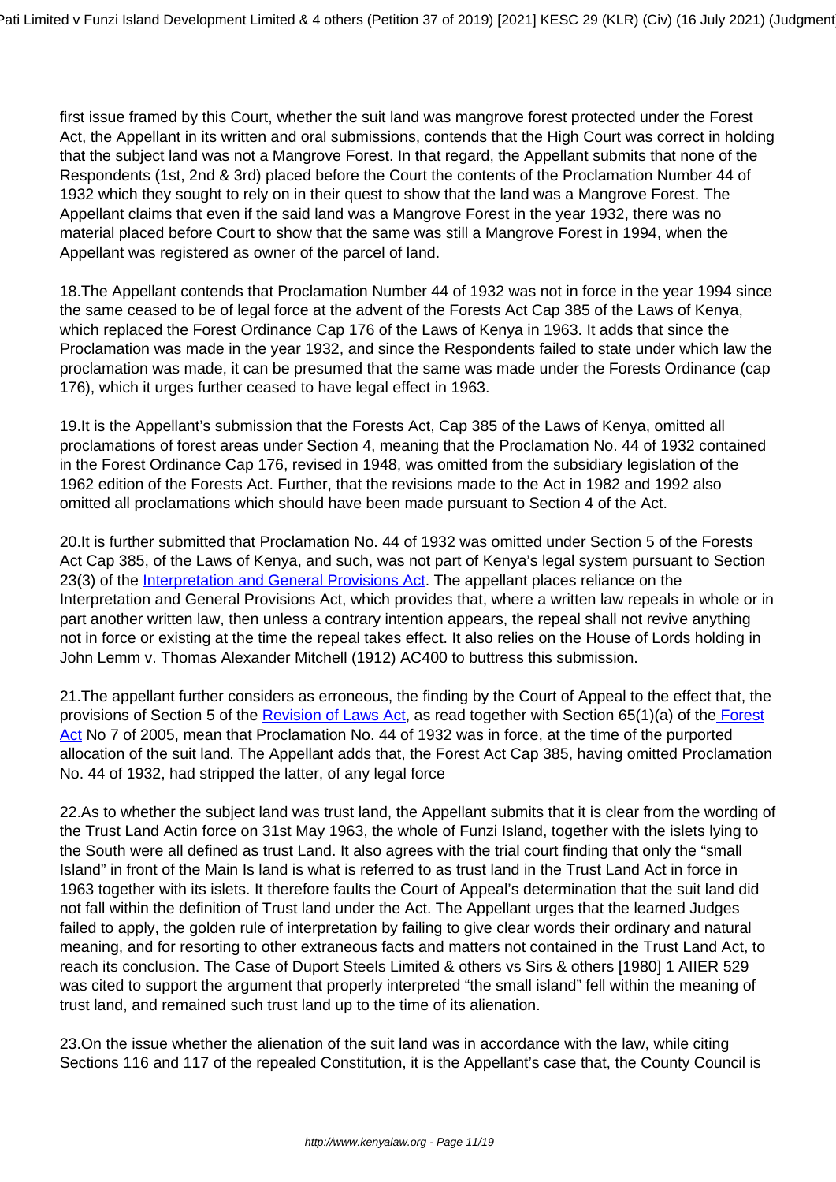first issue framed by this Court, whether the suit land was mangrove forest protected under the Forest Act, the Appellant in its written and oral submissions, contends that the High Court was correct in holding that the subject land was not a Mangrove Forest. In that regard, the Appellant submits that none of the Respondents (1st, 2nd & 3rd) placed before the Court the contents of the Proclamation Number 44 of 1932 which they sought to rely on in their quest to show that the land was a Mangrove Forest. The Appellant claims that even if the said land was a Mangrove Forest in the year 1932, there was no material placed before Court to show that the same was still a Mangrove Forest in 1994, when the Appellant was registered as owner of the parcel of land.

18.The Appellant contends that Proclamation Number 44 of 1932 was not in force in the year 1994 since the same ceased to be of legal force at the advent of the Forests Act Cap 385 of the Laws of Kenya, which replaced the Forest Ordinance Cap 176 of the Laws of Kenya in 1963. It adds that since the Proclamation was made in the year 1932, and since the Respondents failed to state under which law the proclamation was made, it can be presumed that the same was made under the Forests Ordinance (cap 176), which it urges further ceased to have legal effect in 1963.

19.It is the Appellant's submission that the Forests Act, Cap 385 of the Laws of Kenya, omitted all proclamations of forest areas under Section 4, meaning that the Proclamation No. 44 of 1932 contained in the Forest Ordinance Cap 176, revised in 1948, was omitted from the subsidiary legislation of the 1962 edition of the Forests Act. Further, that the revisions made to the Act in 1982 and 1992 also omitted all proclamations which should have been made pursuant to Section 4 of the Act.

20.It is further submitted that Proclamation No. 44 of 1932 was omitted under Section 5 of the Forests Act Cap 385, of the Laws of Kenya, and such, was not part of Kenya's legal system pursuant to Section 23(3) of the Interpretation and General Provisions Act. The appellant places reliance on the Interpretation and General Provisions Act, which provides that, where a written law repeals in whole or in part another written law, then unless a contrary intention appears, the repeal shall not revive anything not in force or existing at the time the repeal takes effect. It also relies on the House of Lords holding in John Lemm v. Thomas Alexander Mitchell (1912) AC400 to buttress this submission.

21.The appellant further considers as erroneous, the finding by the Court of Appeal to the effect that, the provisions of Section 5 of the Revision of Laws Act, as read together with Section 65(1)(a) of the Forest Act No 7 of 2005, mean that Proclamation No. 44 of 1932 was in force, at the time of the purported allocation of the suit land. The Appellant adds that, the Forest Act Cap 385, having omitted Proclamation No. 44 of 1932, had stripped the latter, of any legal force

22.As to whether the subject land was trust land, the Appellant submits that it is clear from the wording of the Trust Land Actin force on 31st May 1963, the whole of Funzi Island, together with the islets lying to the South were all defined as trust Land. It also agrees with the trial court finding that only the "small Island" in front of the Main Is land is what is referred to as trust land in the Trust Land Act in force in 1963 together with its islets. It therefore faults the Court of Appeal's determination that the suit land did not fall within the definition of Trust land under the Act. The Appellant urges that the learned Judges failed to apply, the golden rule of interpretation by failing to give clear words their ordinary and natural meaning, and for resorting to other extraneous facts and matters not contained in the Trust Land Act, to reach its conclusion. The Case of Duport Steels Limited & others vs Sirs & others [1980] 1 AIIER 529 was cited to support the argument that properly interpreted "the small island" fell within the meaning of trust land, and remained such trust land up to the time of its alienation.

23.On the issue whether the alienation of the suit land was in accordance with the law, while citing Sections 116 and 117 of the repealed Constitution, it is the Appellant's case that, the County Council is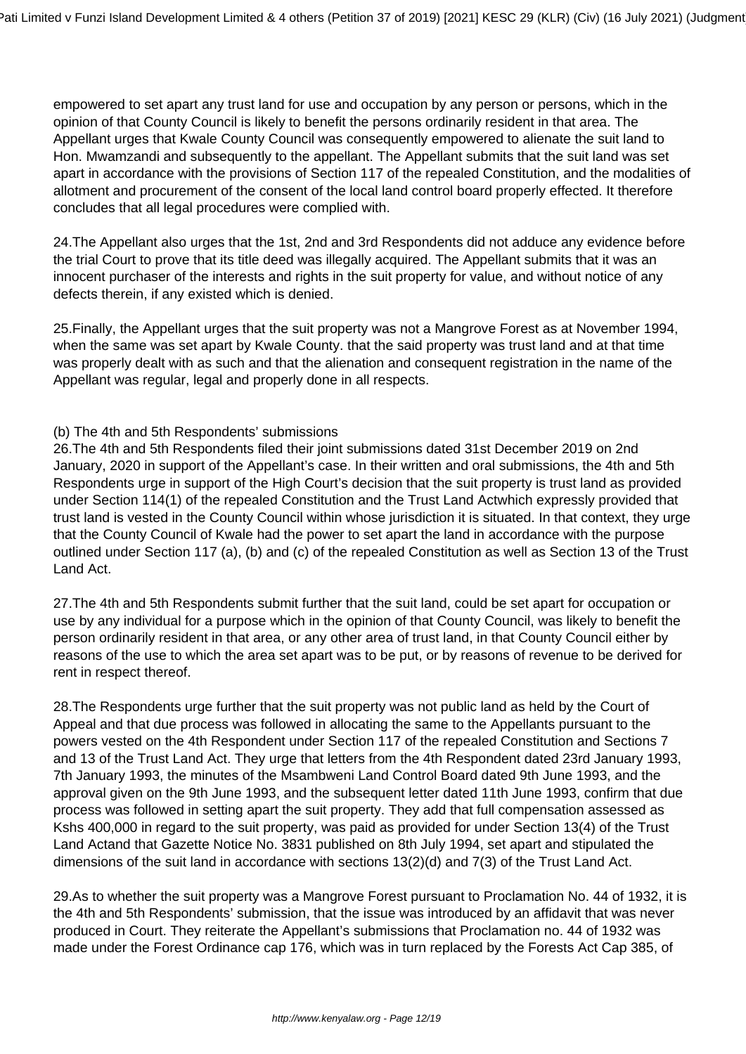empowered to set apart any trust land for use and occupation by any person or persons, which in the opinion of that County Council is likely to benefit the persons ordinarily resident in that area. The Appellant urges that Kwale County Council was consequently empowered to alienate the suit land to Hon. Mwamzandi and subsequently to the appellant. The Appellant submits that the suit land was set apart in accordance with the provisions of Section 117 of the repealed Constitution, and the modalities of allotment and procurement of the consent of the local land control board properly effected. It therefore concludes that all legal procedures were complied with.

24.The Appellant also urges that the 1st, 2nd and 3rd Respondents did not adduce any evidence before the trial Court to prove that its title deed was illegally acquired. The Appellant submits that it was an innocent purchaser of the interests and rights in the suit property for value, and without notice of any defects therein, if any existed which is denied.

25.Finally, the Appellant urges that the suit property was not a Mangrove Forest as at November 1994, when the same was set apart by Kwale County. that the said property was trust land and at that time was properly dealt with as such and that the alienation and consequent registration in the name of the Appellant was regular, legal and properly done in all respects.

(b) The 4th and 5th Respondents' submissions

26.The 4th and 5th Respondents filed their joint submissions dated 31st December 2019 on 2nd January, 2020 in support of the Appellant's case. In their written and oral submissions, the 4th and 5th Respondents urge in support of the High Court's decision that the suit property is trust land as provided under Section 114(1) of the repealed Constitution and the Trust Land Actwhich expressly provided that trust land is vested in the County Council within whose jurisdiction it is situated. In that context, they urge that the County Council of Kwale had the power to set apart the land in accordance with the purpose outlined under Section 117 (a), (b) and (c) of the repealed Constitution as well as Section 13 of the Trust Land Act.

27.The 4th and 5th Respondents submit further that the suit land, could be set apart for occupation or use by any individual for a purpose which in the opinion of that County Council, was likely to benefit the person ordinarily resident in that area, or any other area of trust land, in that County Council either by reasons of the use to which the area set apart was to be put, or by reasons of revenue to be derived for rent in respect thereof.

28.The Respondents urge further that the suit property was not public land as held by the Court of Appeal and that due process was followed in allocating the same to the Appellants pursuant to the powers vested on the 4th Respondent under Section 117 of the repealed Constitution and Sections 7 and 13 of the Trust Land Act. They urge that letters from the 4th Respondent dated 23rd January 1993, 7th January 1993, the minutes of the Msambweni Land Control Board dated 9th June 1993, and the approval given on the 9th June 1993, and the subsequent letter dated 11th June 1993, confirm that due process was followed in setting apart the suit property. They add that full compensation assessed as Kshs 400,000 in regard to the suit property, was paid as provided for under Section 13(4) of the Trust Land Actand that Gazette Notice No. 3831 published on 8th July 1994, set apart and stipulated the dimensions of the suit land in accordance with sections 13(2)(d) and 7(3) of the Trust Land Act.

29.As to whether the suit property was a Mangrove Forest pursuant to Proclamation No. 44 of 1932, it is the 4th and 5th Respondents' submission, that the issue was introduced by an affidavit that was never produced in Court. They reiterate the Appellant's submissions that Proclamation no. 44 of 1932 was made under the Forest Ordinance cap 176, which was in turn replaced by the Forests Act Cap 385, of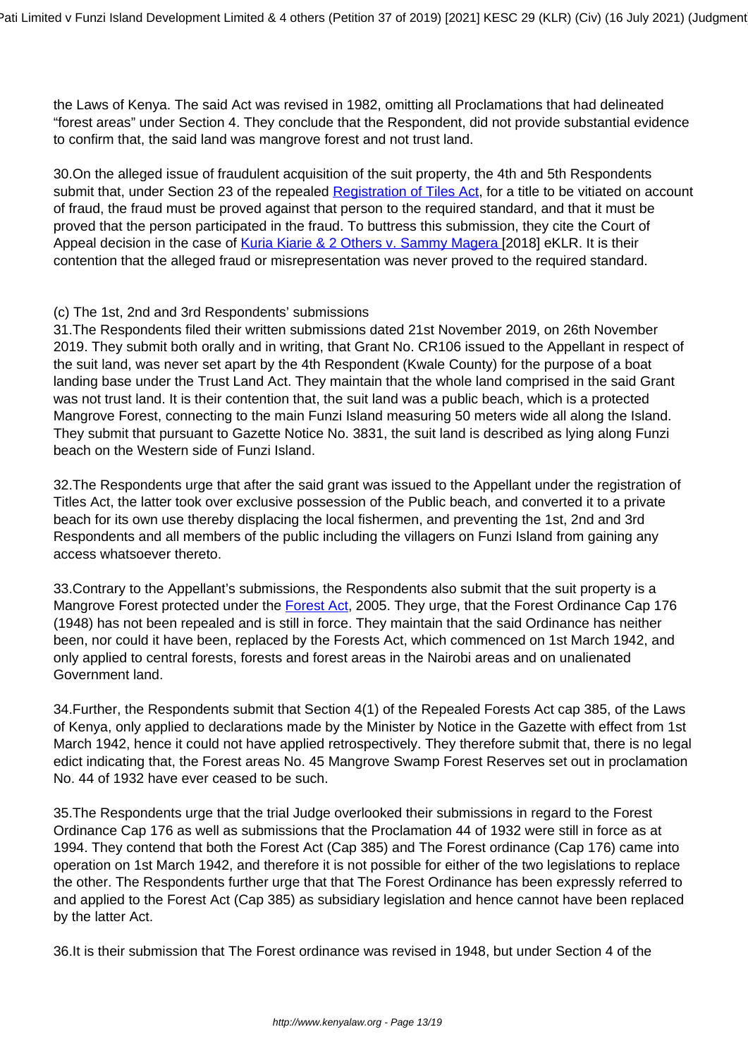the Laws of Kenya. The said Act was revised in 1982, omitting all Proclamations that had delineated "forest areas" under Section 4. They conclude that the Respondent, did not provide substantial evidence to confirm that, the said land was mangrove forest and not trust land.

30.On the alleged issue of fraudulent acquisition of the suit property, the 4th and 5th Respondents submit that, under Section 23 of the repealed Registration of Tiles Act, for a title to be vitiated on account of fraud, the fraud must be proved against that person to the required standard, and that it must be proved that the person participated in the fraud. To buttress this submission, they cite the Court of Appeal decision in the case of Kuria Kiarie & 2 Others v. Sammy Magera [2018] eKLR. It is their contention that the alleged fraud or misrepresentation was never proved to the required standard.

(c) The 1st, 2nd and 3rd Respondents' submissions

31.The Respondents filed their written submissions dated 21st November 2019, on 26th November 2019. They submit both orally and in writing, that Grant No. CR106 issued to the Appellant in respect of the suit land, was never set apart by the 4th Respondent (Kwale County) for the purpose of a boat landing base under the Trust Land Act. They maintain that the whole land comprised in the said Grant was not trust land. It is their contention that, the suit land was a public beach, which is a protected Mangrove Forest, connecting to the main Funzi Island measuring 50 meters wide all along the Island. They submit that pursuant to Gazette Notice No. 3831, the suit land is described as lying along Funzi beach on the Western side of Funzi Island.

32.The Respondents urge that after the said grant was issued to the Appellant under the registration of Titles Act, the latter took over exclusive possession of the Public beach, and converted it to a private beach for its own use thereby displacing the local fishermen, and preventing the 1st, 2nd and 3rd Respondents and all members of the public including the villagers on Funzi Island from gaining any access whatsoever thereto.

33.Contrary to the Appellant's submissions, the Respondents also submit that the suit property is a Mangrove Forest protected under the Forest Act, 2005. They urge, that the Forest Ordinance Cap 176 (1948) has not been repealed and is still in force. They maintain that the said Ordinance has neither been, nor could it have been, replaced by the Forests Act, which commenced on 1st March 1942, and only applied to central forests, forests and forest areas in the Nairobi areas and on unalienated Government land.

34.Further, the Respondents submit that Section 4(1) of the Repealed Forests Act cap 385, of the Laws of Kenya, only applied to declarations made by the Minister by Notice in the Gazette with effect from 1st March 1942, hence it could not have applied retrospectively. They therefore submit that, there is no legal edict indicating that, the Forest areas No. 45 Mangrove Swamp Forest Reserves set out in proclamation No. 44 of 1932 have ever ceased to be such.

35.The Respondents urge that the trial Judge overlooked their submissions in regard to the Forest Ordinance Cap 176 as well as submissions that the Proclamation 44 of 1932 were still in force as at 1994. They contend that both the Forest Act (Cap 385) and The Forest ordinance (Cap 176) came into operation on 1st March 1942, and therefore it is not possible for either of the two legislations to replace the other. The Respondents further urge that that The Forest Ordinance has been expressly referred to and applied to the Forest Act (Cap 385) as subsidiary legislation and hence cannot have been replaced by the latter Act.

36.It is their submission that The Forest ordinance was revised in 1948, but under Section 4 of the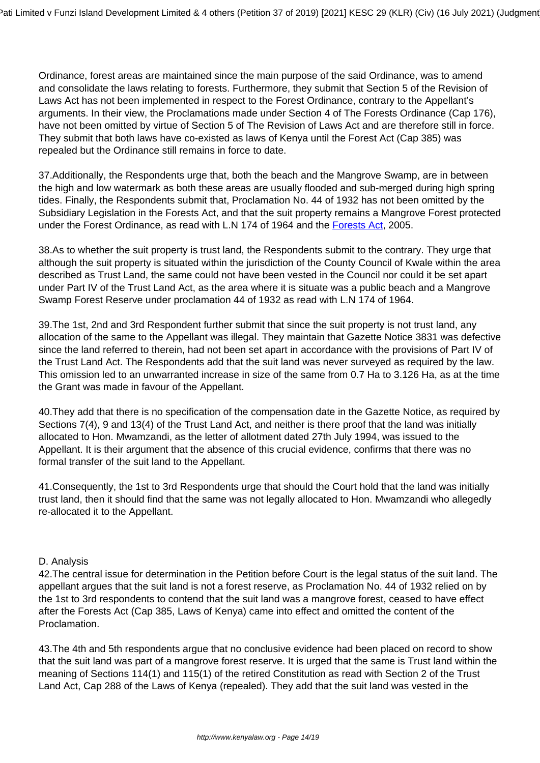Ordinance, forest areas are maintained since the main purpose of the said Ordinance, was to amend and consolidate the laws relating to forests. Furthermore, they submit that Section 5 of the Revision of Laws Act has not been implemented in respect to the Forest Ordinance, contrary to the Appellant's arguments. In their view, the Proclamations made under Section 4 of The Forests Ordinance (Cap 176), have not been omitted by virtue of Section 5 of The Revision of Laws Act and are therefore still in force. They submit that both laws have co-existed as laws of Kenya until the Forest Act (Cap 385) was repealed but the Ordinance still remains in force to date.

37.Additionally, the Respondents urge that, both the beach and the Mangrove Swamp, are in between the high and low watermark as both these areas are usually flooded and sub-merged during high spring tides. Finally, the Respondents submit that, Proclamation No. 44 of 1932 has not been omitted by the Subsidiary Legislation in the Forests Act, and that the suit property remains a Mangrove Forest protected under the Forest Ordinance, as read with L.N 174 of 1964 and the Forests Act, 2005.

38.As to whether the suit property is trust land, the Respondents submit to the contrary. They urge that although the suit property is situated within the jurisdiction of the County Council of Kwale within the area described as Trust Land, the same could not have been vested in the Council nor could it be set apart under Part IV of the Trust Land Act, as the area where it is situate was a public beach and a Mangrove Swamp Forest Reserve under proclamation 44 of 1932 as read with L.N 174 of 1964.

39.The 1st, 2nd and 3rd Respondent further submit that since the suit property is not trust land, any allocation of the same to the Appellant was illegal. They maintain that Gazette Notice 3831 was defective since the land referred to therein, had not been set apart in accordance with the provisions of Part IV of the Trust Land Act. The Respondents add that the suit land was never surveyed as required by the law. This omission led to an unwarranted increase in size of the same from 0.7 Ha to 3.126 Ha, as at the time the Grant was made in favour of the Appellant.

40.They add that there is no specification of the compensation date in the Gazette Notice, as required by Sections 7(4), 9 and 13(4) of the Trust Land Act, and neither is there proof that the land was initially allocated to Hon. Mwamzandi, as the letter of allotment dated 27th July 1994, was issued to the Appellant. It is their argument that the absence of this crucial evidence, confirms that there was no formal transfer of the suit land to the Appellant.

41.Consequently, the 1st to 3rd Respondents urge that should the Court hold that the land was initially trust land, then it should find that the same was not legally allocated to Hon. Mwamzandi who allegedly re-allocated it to the Appellant.

## D. Analysis

42.The central issue for determination in the Petition before Court is the legal status of the suit land. The appellant argues that the suit land is not a forest reserve, as Proclamation No. 44 of 1932 relied on by the 1st to 3rd respondents to contend that the suit land was a mangrove forest, ceased to have effect after the Forests Act (Cap 385, Laws of Kenya) came into effect and omitted the content of the Proclamation.

43.The 4th and 5th respondents argue that no conclusive evidence had been placed on record to show that the suit land was part of a mangrove forest reserve. It is urged that the same is Trust land within the meaning of Sections 114(1) and 115(1) of the retired Constitution as read with Section 2 of the Trust Land Act, Cap 288 of the Laws of Kenya (repealed). They add that the suit land was vested in the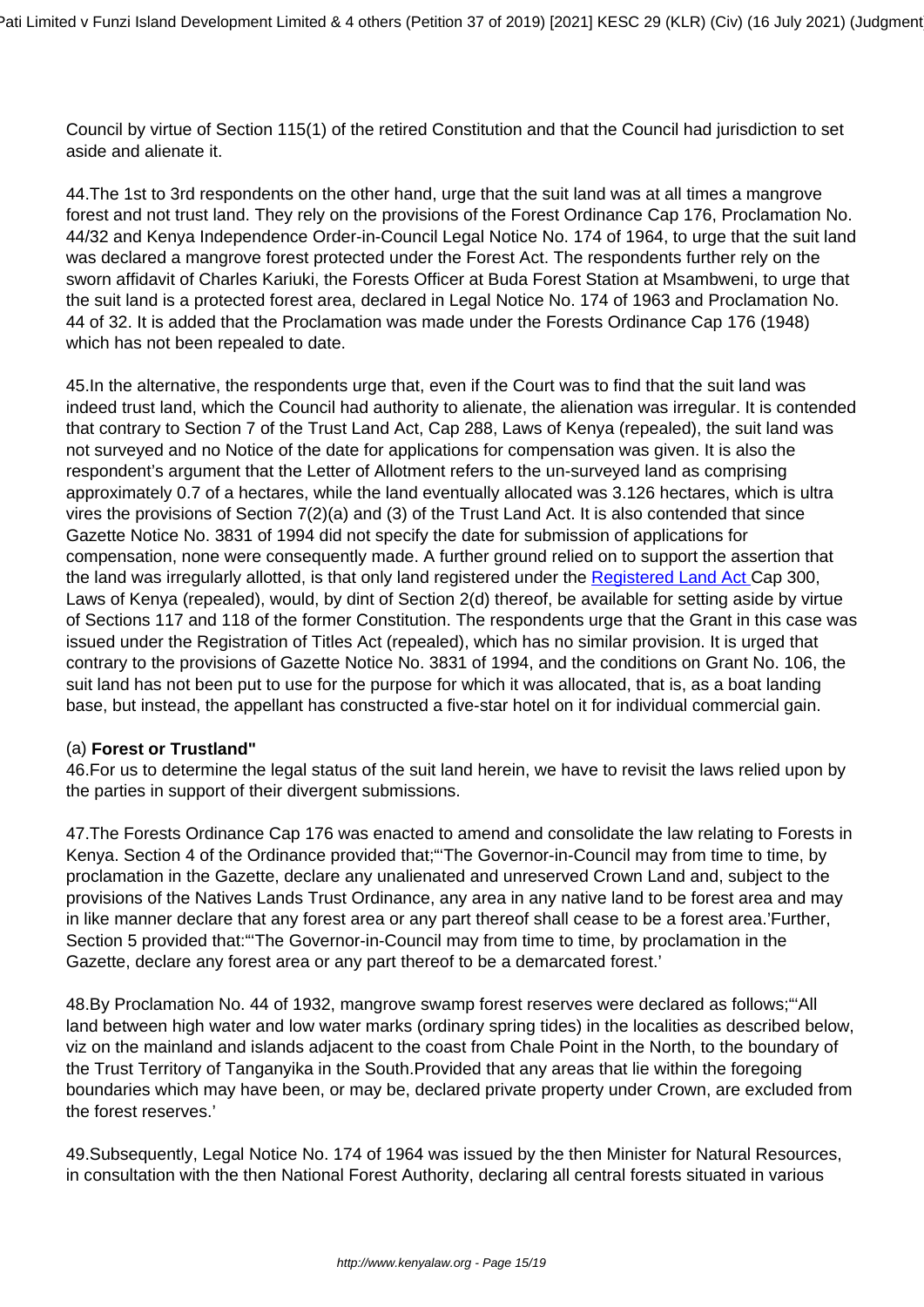Council by virtue of Section 115(1) of the retired Constitution and that the Council had jurisdiction to set aside and alienate it.

44.The 1st to 3rd respondents on the other hand, urge that the suit land was at all times a mangrove forest and not trust land. They rely on the provisions of the Forest Ordinance Cap 176, Proclamation No. 44/32 and Kenya Independence Order-in-Council Legal Notice No. 174 of 1964, to urge that the suit land was declared a mangrove forest protected under the Forest Act. The respondents further rely on the sworn affidavit of Charles Kariuki, the Forests Officer at Buda Forest Station at Msambweni, to urge that the suit land is a protected forest area, declared in Legal Notice No. 174 of 1963 and Proclamation No. 44 of 32. It is added that the Proclamation was made under the Forests Ordinance Cap 176 (1948) which has not been repealed to date.

45.In the alternative, the respondents urge that, even if the Court was to find that the suit land was indeed trust land, which the Council had authority to alienate, the alienation was irregular. It is contended that contrary to Section 7 of the Trust Land Act, Cap 288, Laws of Kenya (repealed), the suit land was not surveyed and no Notice of the date for applications for compensation was given. It is also the respondent's argument that the Letter of Allotment refers to the un-surveyed land as comprising approximately 0.7 of a hectares, while the land eventually allocated was 3.126 hectares, which is ultra vires the provisions of Section 7(2)(a) and (3) of the Trust Land Act. It is also contended that since Gazette Notice No. 3831 of 1994 did not specify the date for submission of applications for compensation, none were consequently made. A further ground relied on to support the assertion that the land was irregularly allotted, is that only land registered under the Registered Land Act Cap 300, Laws of Kenya (repealed), would, by dint of Section 2(d) thereof, be available for setting aside by virtue of Sections 117 and 118 of the former Constitution. The respondents urge that the Grant in this case was issued under the Registration of Titles Act (repealed), which has no similar provision. It is urged that contrary to the provisions of Gazette Notice No. 3831 of 1994, and the conditions on Grant No. 106, the suit land has not been put to use for the purpose for which it was allocated, that is, as a boat landing base, but instead, the appellant has constructed a five-star hotel on it for individual commercial gain.

(a) **Forest or Trustland"**

46.For us to determine the legal status of the suit land herein, we have to revisit the laws relied upon by the parties in support of their divergent submissions.

47.The Forests Ordinance Cap 176 was enacted to amend and consolidate the law relating to Forests in Kenya. Section 4 of the Ordinance provided that;"'The Governor-in-Council may from time to time, by proclamation in the Gazette, declare any unalienated and unreserved Crown Land and, subject to the provisions of the Natives Lands Trust Ordinance, any area in any native land to be forest area and may in like manner declare that any forest area or any part thereof shall cease to be a forest area.'Further, Section 5 provided that:"'The Governor-in-Council may from time to time, by proclamation in the Gazette, declare any forest area or any part thereof to be a demarcated forest.'

48.By Proclamation No. 44 of 1932, mangrove swamp forest reserves were declared as follows;"'All land between high water and low water marks (ordinary spring tides) in the localities as described below, viz on the mainland and islands adjacent to the coast from Chale Point in the North, to the boundary of the Trust Territory of Tanganyika in the South.Provided that any areas that lie within the foregoing boundaries which may have been, or may be, declared private property under Crown, are excluded from the forest reserves.'

49.Subsequently, Legal Notice No. 174 of 1964 was issued by the then Minister for Natural Resources, in consultation with the then National Forest Authority, declaring all central forests situated in various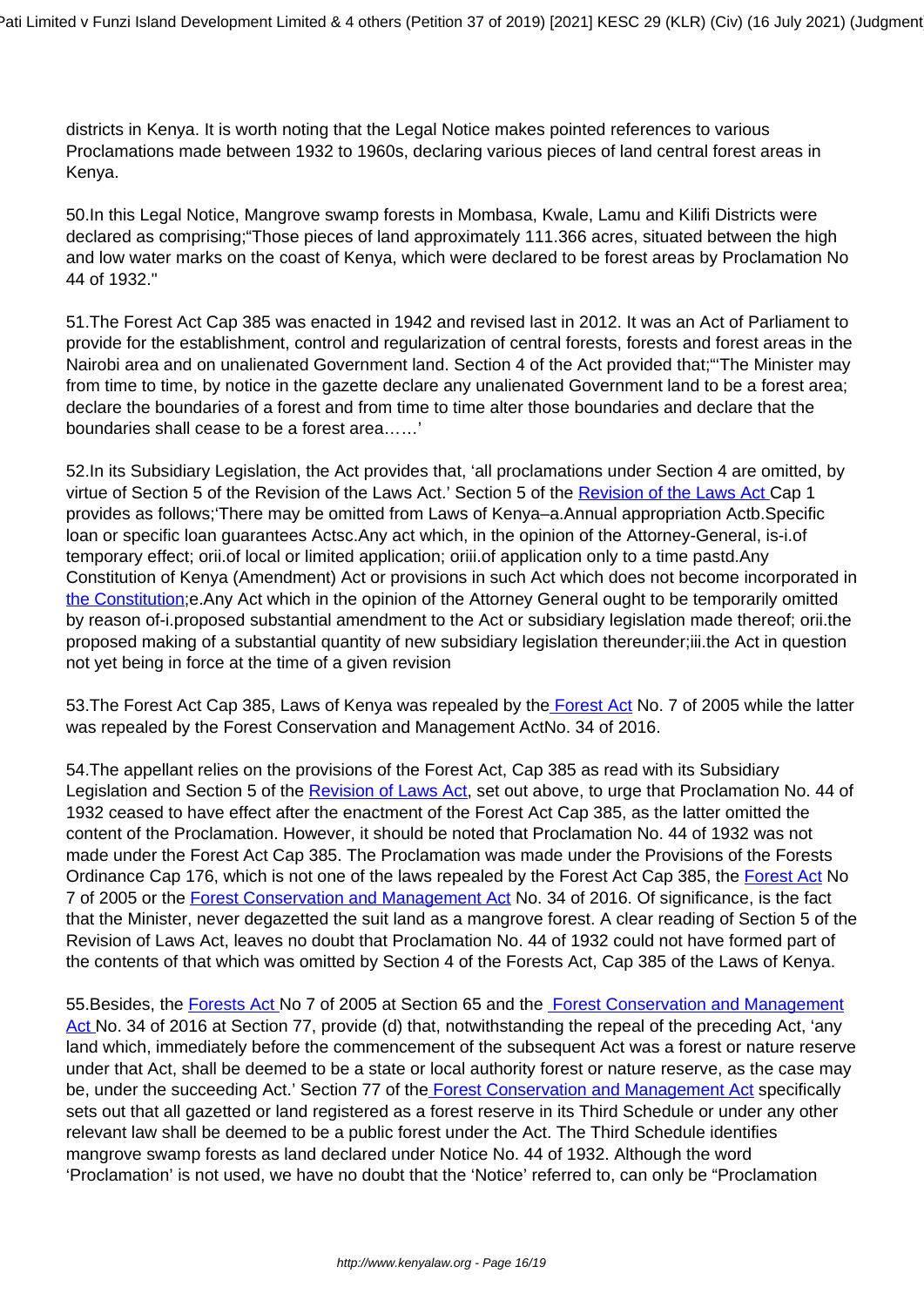districts in Kenya. It is worth noting that the Legal Notice makes pointed references to various Proclamations made between 1932 to 1960s, declaring various pieces of land central forest areas in Kenya.

50.In this Legal Notice, Mangrove swamp forests in Mombasa, Kwale, Lamu and Kilifi Districts were declared as comprising;"Those pieces of land approximately 111.366 acres, situated between the high and low water marks on the coast of Kenya, which were declared to be forest areas by Proclamation No 44 of 1932."

51.The Forest Act Cap 385 was enacted in 1942 and revised last in 2012. It was an Act of Parliament to provide for the establishment, control and regularization of central forests, forests and forest areas in the Nairobi area and on unalienated Government land. Section 4 of the Act provided that;"'The Minister may from time to time, by notice in the gazette declare any unalienated Government land to be a forest area; declare the boundaries of a forest and from time to time alter those boundaries and declare that the boundaries shall cease to be a forest area……'

52.In its Subsidiary Legislation, the Act provides that, 'all proclamations under Section 4 are omitted, by virtue of Section 5 of the Revision of the Laws Act.' Section 5 of the Revision of the Laws Act Cap 1 provides as follows;'There may be omitted from Laws of Kenya–a.Annual appropriation Actb.Specific loan or specific loan guarantees Actsc.Any act which, in the opinion of the Attorney-General, is-i.of temporary effect; orii.of local or limited application; oriii.of application only to a time pastd.Any Constitution of Kenya (Amendment) Act or provisions in such Act which does not become incorporated in the Constitution;e.Any Act which in the opinion of the Attorney General ought to be temporarily omitted by reason of-i.proposed substantial amendment to the Act or subsidiary legislation made thereof; orii.the proposed making of a substantial quantity of new subsidiary legislation thereunder;iii.the Act in question not yet being in force at the time of a given revision

53.The Forest Act Cap 385, Laws of Kenya was repealed by the Forest Act No. 7 of 2005 while the latter was repealed by the Forest Conservation and Management ActNo. 34 of 2016.

54.The appellant relies on the provisions of the Forest Act, Cap 385 as read with its Subsidiary Legislation and Section 5 of the Revision of Laws Act, set out above, to urge that Proclamation No. 44 of 1932 ceased to have effect after the enactment of the Forest Act Cap 385, as the latter omitted the content of the Proclamation. However, it should be noted that Proclamation No. 44 of 1932 was not made under the Forest Act Cap 385. The Proclamation was made under the Provisions of the Forests Ordinance Cap 176, which is not one of the laws repealed by the Forest Act Cap 385, the Forest Act No 7 of 2005 or the Forest Conservation and Management Act No. 34 of 2016. Of significance, is the fact that the Minister, never degazetted the suit land as a mangrove forest. A clear reading of Section 5 of the Revision of Laws Act, leaves no doubt that Proclamation No. 44 of 1932 could not have formed part of the contents of that which was omitted by Section 4 of the Forests Act, Cap 385 of the Laws of Kenya.

55.Besides, the Forests Act No 7 of 2005 at Section 65 and the Forest Conservation and Management Act No. 34 of 2016 at Section 77, provide (d) that, notwithstanding the repeal of the preceding Act, 'any land which, immediately before the commencement of the subsequent Act was a forest or nature reserve under that Act, shall be deemed to be a state or local authority forest or nature reserve, as the case may be, under the succeeding Act.' Section 77 of the Forest Conservation and Management Act specifically sets out that all gazetted or land registered as a forest reserve in its Third Schedule or under any other relevant law shall be deemed to be a public forest under the Act. The Third Schedule identifies mangrove swamp forests as land declared under Notice No. 44 of 1932. Although the word 'Proclamation' is not used, we have no doubt that the 'Notice' referred to, can only be "Proclamation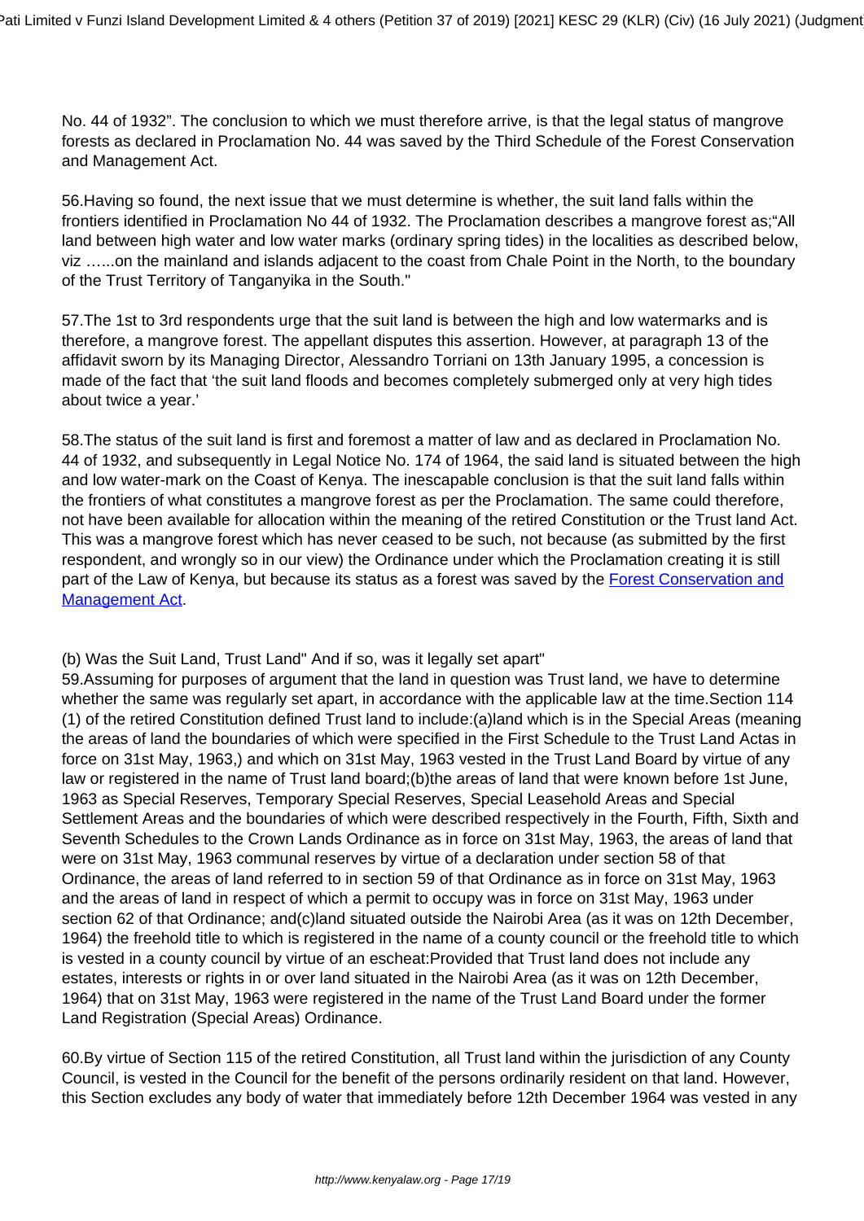No. 44 of 1932". The conclusion to which we must therefore arrive, is that the legal status of mangrove forests as declared in Proclamation No. 44 was saved by the Third Schedule of the Forest Conservation and Management Act.

56.Having so found, the next issue that we must determine is whether, the suit land falls within the frontiers identified in Proclamation No 44 of 1932. The Proclamation describes a mangrove forest as;"All land between high water and low water marks (ordinary spring tides) in the localities as described below, viz …...on the mainland and islands adjacent to the coast from Chale Point in the North, to the boundary of the Trust Territory of Tanganyika in the South."

57.The 1st to 3rd respondents urge that the suit land is between the high and low watermarks and is therefore, a mangrove forest. The appellant disputes this assertion. However, at paragraph 13 of the affidavit sworn by its Managing Director, Alessandro Torriani on 13th January 1995, a concession is made of the fact that 'the suit land floods and becomes completely submerged only at very high tides about twice a year.'

58.The status of the suit land is first and foremost a matter of law and as declared in Proclamation No. 44 of 1932, and subsequently in Legal Notice No. 174 of 1964, the said land is situated between the high and low water-mark on the Coast of Kenya. The inescapable conclusion is that the suit land falls within the frontiers of what constitutes a mangrove forest as per the Proclamation. The same could therefore, not have been available for allocation within the meaning of the retired Constitution or the Trust land Act. This was a mangrove forest which has never ceased to be such, not because (as submitted by the first respondent, and wrongly so in our view) the Ordinance under which the Proclamation creating it is still part of the Law of Kenya, but because its status as a forest was saved by the Forest Conservation and Management Act.

(b) Was the Suit Land, Trust Land" And if so, was it legally set apart"

59.Assuming for purposes of argument that the land in question was Trust land, we have to determine whether the same was regularly set apart, in accordance with the applicable law at the time.Section 114 (1) of the retired Constitution defined Trust land to include:(a)land which is in the Special Areas (meaning the areas of land the boundaries of which were specified in the First Schedule to the Trust Land Actas in force on 31st May, 1963,) and which on 31st May, 1963 vested in the Trust Land Board by virtue of any law or registered in the name of Trust land board;(b)the areas of land that were known before 1st June, 1963 as Special Reserves, Temporary Special Reserves, Special Leasehold Areas and Special Settlement Areas and the boundaries of which were described respectively in the Fourth, Fifth, Sixth and Seventh Schedules to the Crown Lands Ordinance as in force on 31st May, 1963, the areas of land that were on 31st May, 1963 communal reserves by virtue of a declaration under section 58 of that Ordinance, the areas of land referred to in section 59 of that Ordinance as in force on 31st May, 1963 and the areas of land in respect of which a permit to occupy was in force on 31st May, 1963 under section 62 of that Ordinance; and(c)land situated outside the Nairobi Area (as it was on 12th December, 1964) the freehold title to which is registered in the name of a county council or the freehold title to which is vested in a county council by virtue of an escheat:Provided that Trust land does not include any estates, interests or rights in or over land situated in the Nairobi Area (as it was on 12th December, 1964) that on 31st May, 1963 were registered in the name of the Trust Land Board under the former Land Registration (Special Areas) Ordinance.

60.By virtue of Section 115 of the retired Constitution, all Trust land within the jurisdiction of any County Council, is vested in the Council for the benefit of the persons ordinarily resident on that land. However, this Section excludes any body of water that immediately before 12th December 1964 was vested in any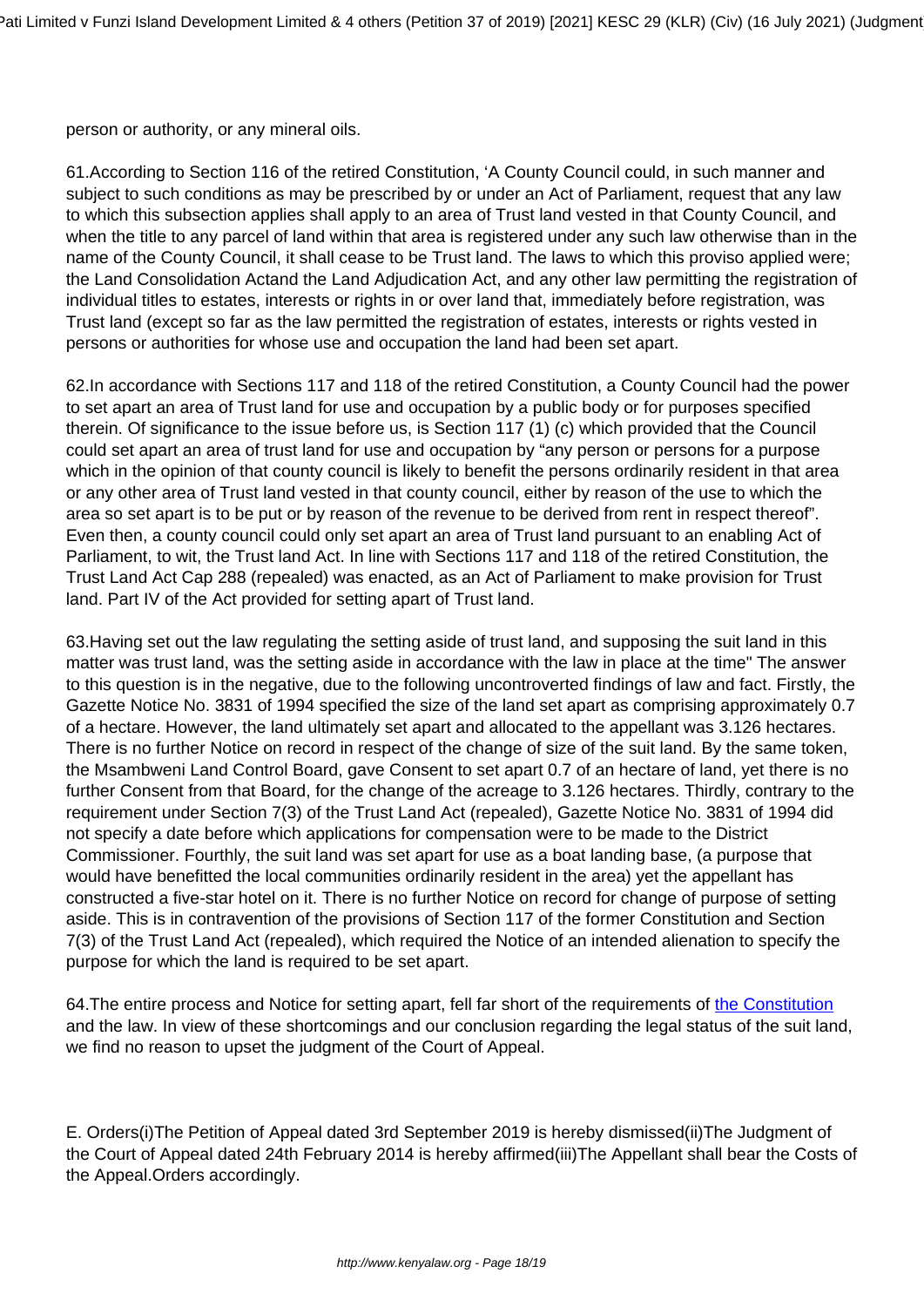person or authority, or any mineral oils.

61.According to Section 116 of the retired Constitution, ‘A County Council could, in such manner and subject to such conditions as may be prescribed by or under an Act of Parliament, request that any law to which this subsection applies shall apply to an area of Trust land vested in that County Council, and when the title to any parcel of land within that area is registered under any such law otherwise than in the name of the County Council, it shall cease to be Trust land. The laws to which this proviso applied were; the Land Consolidation Actand the Land Adjudication Act, and any other law permitting the registration of individual titles to estates, interests or rights in or over land that, immediately before registration, was Trust land (except so far as the law permitted the registration of estates, interests or rights vested in persons or authorities for whose use and occupation the land had been set apart.

62.In accordance with Sections 117 and 118 of the retired Constitution, a County Council had the power to set apart an area of Trust land for use and occupation by a public body or for purposes specified therein. Of significance to the issue before us, is Section 117 (1) (c) which provided that the Council could set apart an area of trust land for use and occupation by “any person or persons for a purpose which in the opinion of that county council is likely to benefit the persons ordinarily resident in that area or any other area of Trust land vested in that county council, either by reason of the use to which the area so set apart is to be put or by reason of the revenue to be derived from rent in respect thereof”. Even then, a county council could only set apart an area of Trust land pursuant to an enabling Act of Parliament, to wit, the Trust land Act. In line with Sections 117 and 118 of the retired Constitution, the Trust Land Act Cap 288 (repealed) was enacted, as an Act of Parliament to make provision for Trust land. Part IV of the Act provided for setting apart of Trust land.

63.Having set out the law regulating the setting aside of trust land, and supposing the suit land in this matter was trust land, was the setting aside in accordance with the law in place at the time" The answer to this question is in the negative, due to the following uncontroverted findings of law and fact. Firstly, the Gazette Notice No. 3831 of 1994 specified the size of the land set apart as comprising approximately 0.7 of a hectare. However, the land ultimately set apart and allocated to the appellant was 3.126 hectares. There is no further Notice on record in respect of the change of size of the suit land. By the same token, the Msambweni Land Control Board, gave Consent to set apart 0.7 of an hectare of land, yet there is no further Consent from that Board, for the change of the acreage to 3.126 hectares. Thirdly, contrary to the requirement under Section 7(3) of the Trust Land Act (repealed), Gazette Notice No. 3831 of 1994 did not specify a date before which applications for compensation were to be made to the District Commissioner. Fourthly, the suit land was set apart for use as a boat landing base, (a purpose that would have benefitted the local communities ordinarily resident in the area) yet the appellant has constructed a five-star hotel on it. There is no further Notice on record for change of purpose of setting aside. This is in contravention of the provisions of Section 117 of the former Constitution and Section 7(3) of the Trust Land Act (repealed), which required the Notice of an intended alienation to specify the purpose for which the land is required to be set apart.

64.The entire process and Notice for setting apart, fell far short of the requirements of the Constitution and the law. In view of these shortcomings and our conclusion regarding the legal status of the suit land, we find no reason to upset the judgment of the Court of Appeal.

E. Orders(i)The Petition of Appeal dated 3rd September 2019 is hereby dismissed(ii)The Judgment of the Court of Appeal dated 24th February 2014 is hereby affirmed(iii)The Appellant shall bear the Costs of the Appeal.Orders accordingly.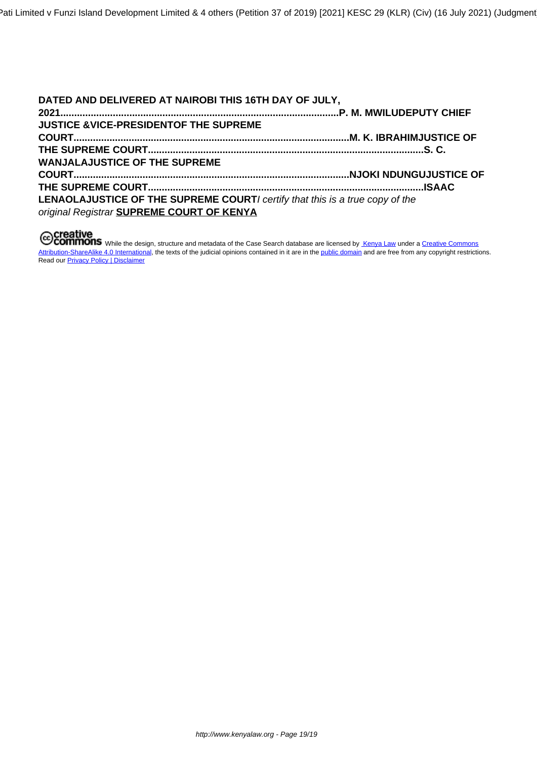**DATED AND DELIVERED AT NAIROBI THIS 16TH DAY OF JULY, 2021....................................................................................................P. M. MWILUDEPUTY CHIEF JUSTICE &VICE-PRESIDENTOF THE SUPREME COURT..................................................................................................M. K. IBRAHIMJUSTICE OF THE SUPREME COURT.................................................................................................S. C. WANJALAJUSTICE OF THE SUPREME COURT..................................................................................................NJOKI NDUNGUJUSTICE OF THE SUPREME COURT..................................................................................................ISAAC LENAOLAJUSTICE OF THE SUPREME COURT***I certify that this is a true copy of the original Registrar* **SUPREME COURT OF KENYA**

While the design, structure and metadata of the Case Search database are licensed by Kenya Law under a Creative Commons Attribution-ShareAlike 4.0 International, the texts of the judicial opinions contained in it are in the public domain and are free from any copyright restrictions. Read our Privacy Policy | Disclaimer